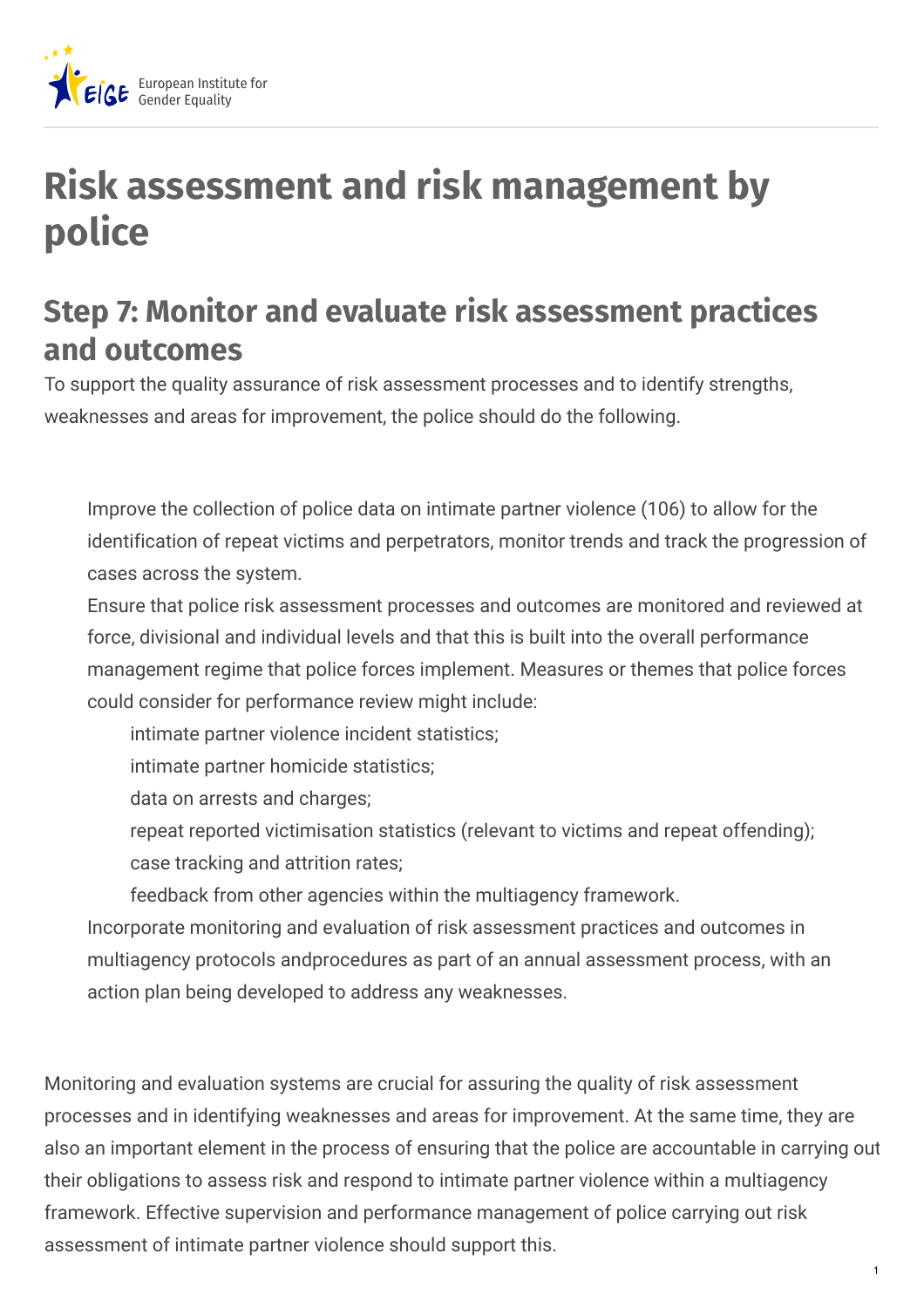# Risk assessment and risk management by police

## Step 7: Monitor and evaluate risk assessment practices and outcomes

To support the quality assurance of risk assessment processes and to identify strengths, weaknesses and areas for improvement, the police should do the following.

- Improve the collection of police data on intimate partner violence (106) to allow for the identification of repeat victims and perpetrators, monitor trends and track the progression of cases across the system.
- Ensure that police risk assessment processes and outcomes are monitored and reviewed at force, divisional and individual levels and that this is built into the overall performance management regime that police forces implement. Measures or themes that police forces could consider for performance review might include:
  - intimate partner violence incident statistics;
  - intimate partner homicide statistics;
  - data on arrests and charges;
  - repeat reported victimisation statistics (relevant to victims and repeat offending);
  - case tracking and attrition rates;
  - feedback from other agencies within the multiagency framework.
- Incorporate monitoring and evaluation of risk assessment practices and outcomes in multiagency protocols andprocedures as part of an annual assessment process, with an action plan being developed to address any weaknesses.

Monitoring and evaluation systems are crucial for assuring the quality of risk assessment processes and in identifying weaknesses and areas for improvement. At the same time, they are also an important element in the process of ensuring that the police are accountable in carrying out their obligations to assess risk and respond to intimate partner violence within a multiagency framework. Effective supervision and performance management of police carrying out risk assessment of intimate partner violence should support this.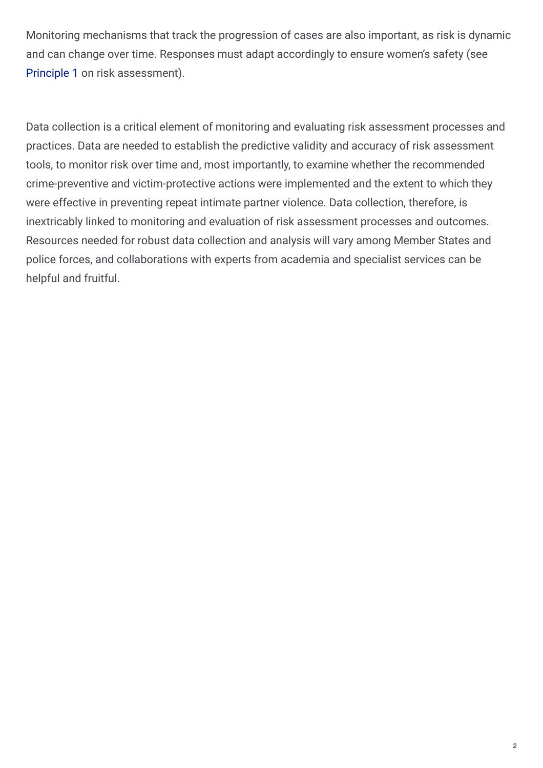Monitoring mechanisms that track the progression of cases are also important, as risk is dynamic and can change over time. Responses must adapt accordingly to ensure women's safety (see Principle 1 on risk assessment).

Data collection is a critical element of monitoring and evaluating risk assessment processes and practices. Data are needed to establish the predictive validity and accuracy of risk assessment tools, to monitor risk over time and, most importantly, to examine whether the recommended crime-preventive and victim-protective actions were implemented and the extent to which they were effective in preventing repeat intimate partner violence. Data collection, therefore, is inextricably linked to monitoring and evaluation of risk assessment processes and outcomes. Resources needed for robust data collection and analysis will vary among Member States and police forces, and collaborations with experts from academia and specialist services can be helpful and fruitful.